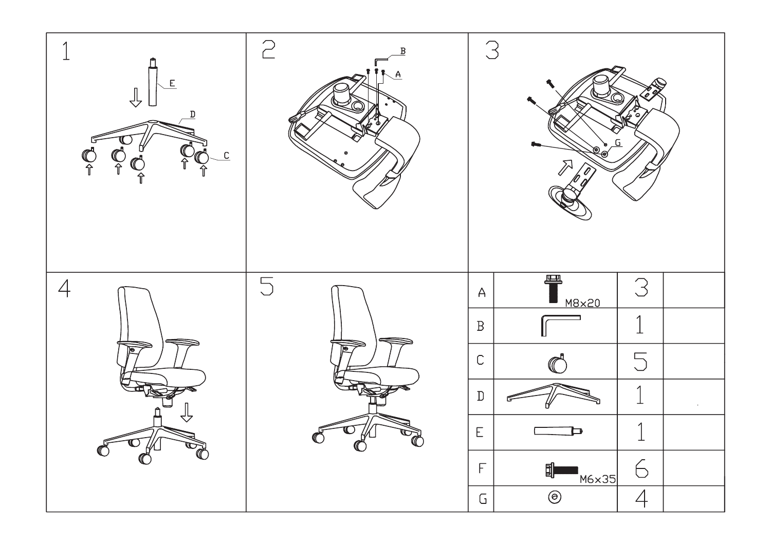1

E

D

C

2

B

A

3

G

4

5

| | | | |
|---|---|---|---|
| A | M8x20 | 3 | |
| B | | 1 | |
| C | | 5 | |
| D | | 1 | |
| E | | 1 | |
| F | M6x35 | 6 | |
| G | | 4 | |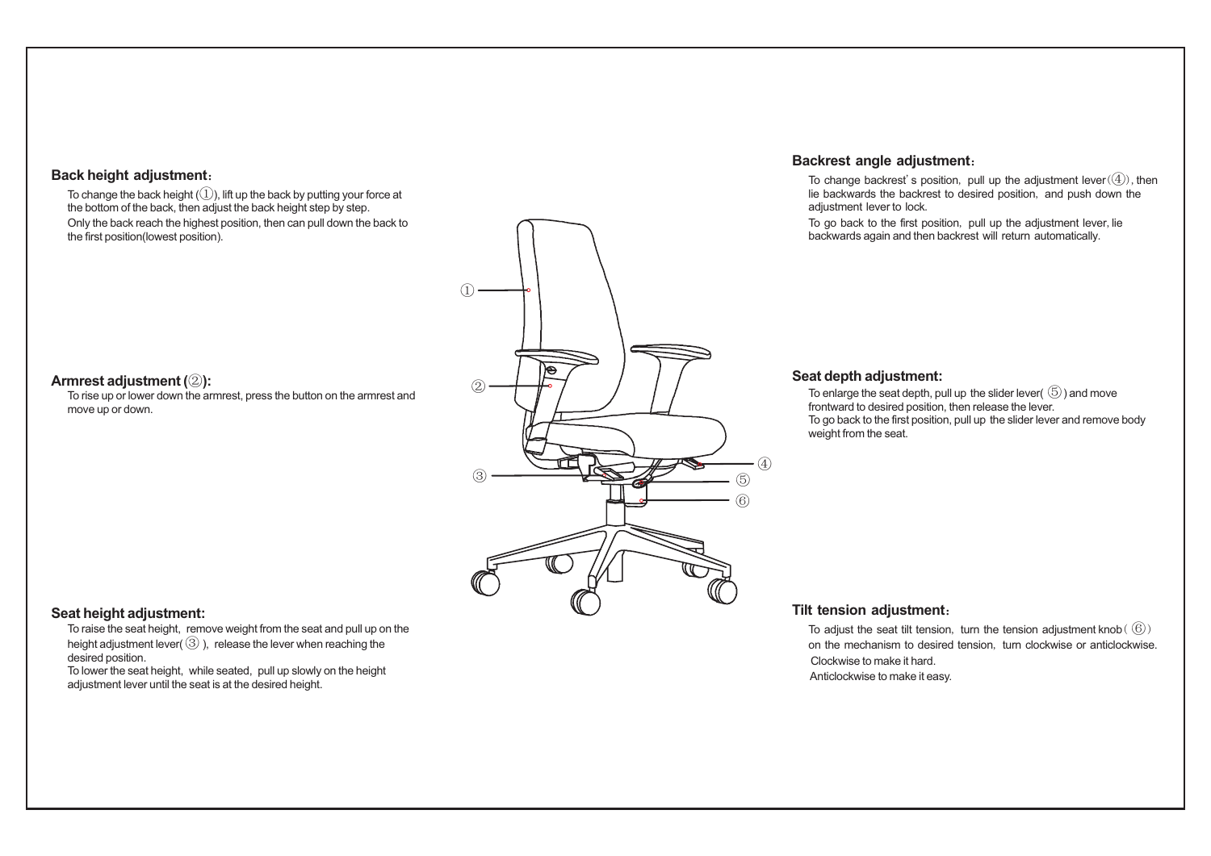## Back height adjustment:

To change the back height (①), lift up the back by putting your force at the bottom of the back, then adjust the back height step by step.

Only the back reach the highest position, then can pull down the back to the first position(lowest position).

## Armrest adjustment (②):

To rise up or lower down the armrest, press the button on the armrest and move up or down.

## Seat height adjustment:

To raise the seat height, remove weight from the seat and pull up on the height adjustment lever( ③ ), release the lever when reaching the desired position.

To lower the seat height, while seated, pull up slowly on the height adjustment lever until the seat is at the desired height.

①

②

③

④

⑤

⑥

## Backrest angle adjustment:

To change backrest' s position, pull up the adjustment lever(④), then lie backwards the backrest to desired position, and push down the adjustment lever to lock.

To go back to the first position, pull up the adjustment lever, lie backwards again and then backrest will return automatically.

## Seat depth adjustment:

To enlarge the seat depth, pull up the slider lever( ⑤) and move frontward to desired position, then release the lever.

To go back to the first position, pull up the slider lever and remove body weight from the seat.

## Tilt tension adjustment:

To adjust the seat tilt tension, turn the tension adjustment knob(⑥) on the mechanism to desired tension, turn clockwise or anticlockwise.

Clockwise to make it hard.

Anticlockwise to make it easy.